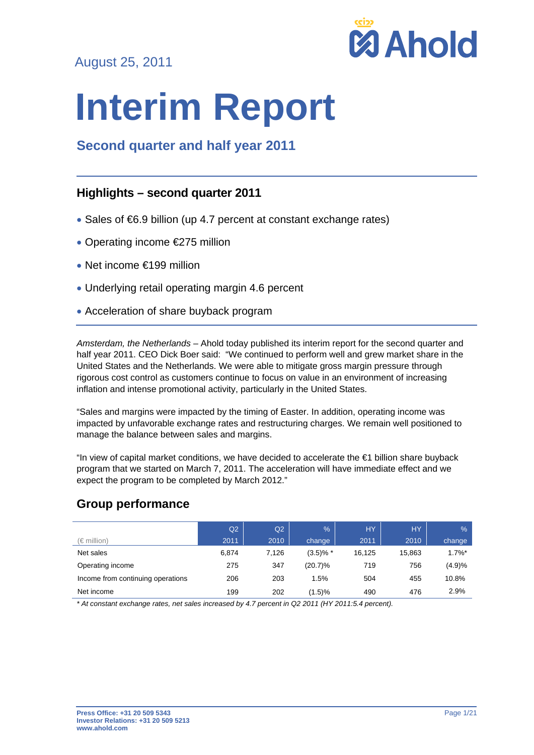August 25, 2011

# Interim Report

## Second quarter and half year 2011

### Highlights – second quarter 2011

- Sales of €6.9 billion (up 4.7 percent at constant exchange rates)
- Operating income €275 million
- Net income €199 million
- Underlying retail operating margin 4.6 percent
- Acceleration of share buyback program

*Amsterdam, the Netherlands* – Ahold today published its interim report for the second quarter and half year 2011. CEO Dick Boer said: "We continued to perform well and grew market share in the United States and the Netherlands. We were able to mitigate gross margin pressure through rigorous cost control as customers continue to focus on value in an environment of increasing inflation and intense promotional activity, particularly in the United States.

"Sales and margins were impacted by the timing of Easter. In addition, operating income was impacted by unfavorable exchange rates and restructuring charges. We remain well positioned to manage the balance between sales and margins.

"In view of capital market conditions, we have decided to accelerate the €1 billion share buyback program that we started on March 7, 2011. The acceleration will have immediate effect and we expect the program to be completed by March 2012."

## Group performance

| (€ million) | Q2 2011 | Q2 2010 | % change | HY 2011 | HY 2010 | % change |
|---|---|---|---|---|---|---|
| Net sales | 6,874 | 7,126 | (3.5)% * | 16,125 | 15,863 | 1.7%* |
| Operating income | 275 | 347 | (20.7)% | 719 | 756 | (4.9)% |
| Income from continuing operations | 206 | 203 | 1.5% | 504 | 455 | 10.8% |
| Net income | 199 | 202 | (1.5)% | 490 | 476 | 2.9% |

*\* At constant exchange rates, net sales increased by 4.7 percent in Q2 2011 (HY 2011:5.4 percent).*

**Press Office: +31 20 509 5343**
**Investor Relations: +31 20 509 5213**
**www.ahold.com**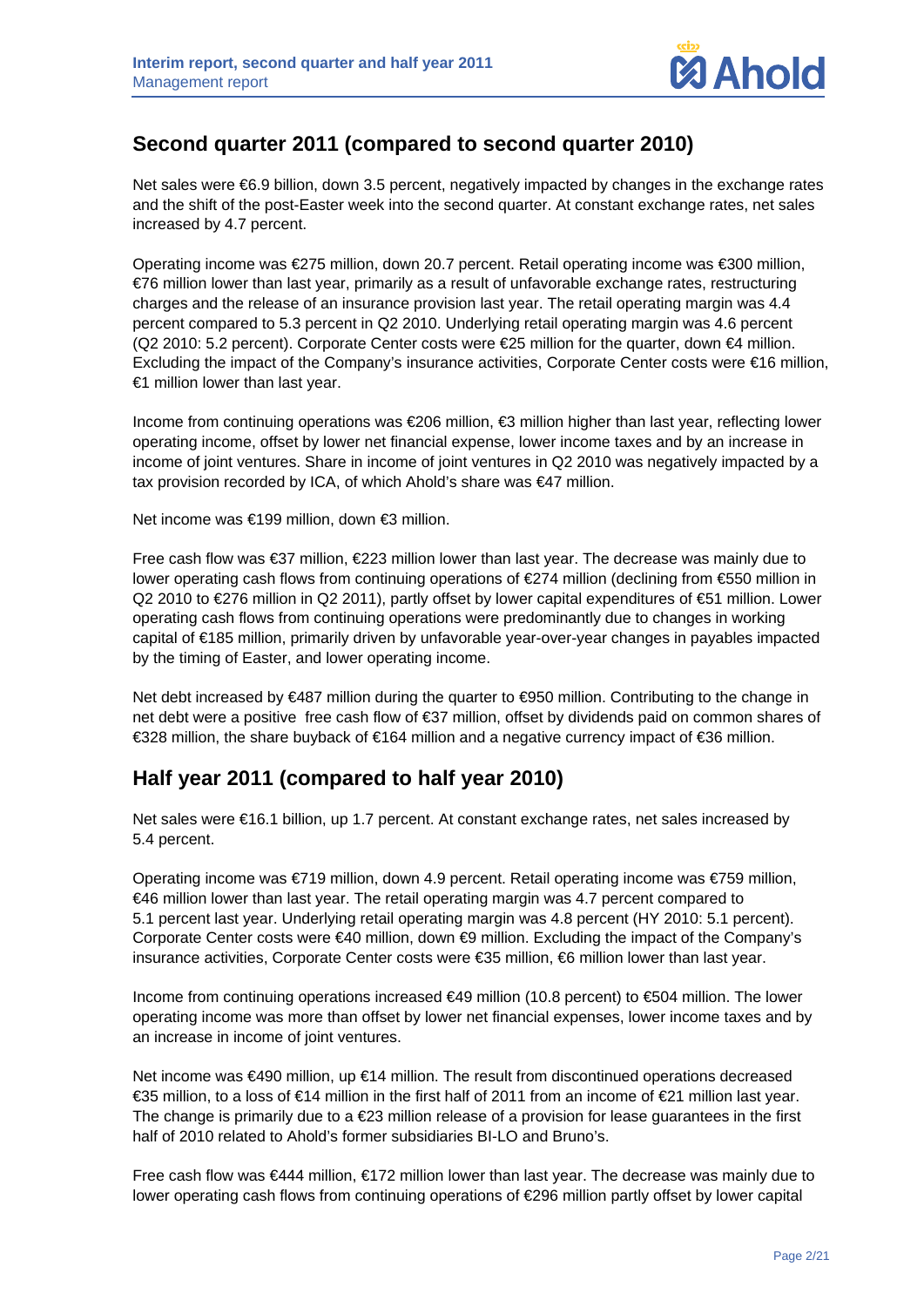## Second quarter 2011 (compared to second quarter 2010)

Net sales were €6.9 billion, down 3.5 percent, negatively impacted by changes in the exchange rates and the shift of the post-Easter week into the second quarter. At constant exchange rates, net sales increased by 4.7 percent.

Operating income was €275 million, down 20.7 percent. Retail operating income was €300 million, €76 million lower than last year, primarily as a result of unfavorable exchange rates, restructuring charges and the release of an insurance provision last year. The retail operating margin was 4.4 percent compared to 5.3 percent in Q2 2010. Underlying retail operating margin was 4.6 percent (Q2 2010: 5.2 percent). Corporate Center costs were €25 million for the quarter, down €4 million. Excluding the impact of the Company's insurance activities, Corporate Center costs were €16 million, €1 million lower than last year.

Income from continuing operations was €206 million, €3 million higher than last year, reflecting lower operating income, offset by lower net financial expense, lower income taxes and by an increase in income of joint ventures. Share in income of joint ventures in Q2 2010 was negatively impacted by a tax provision recorded by ICA, of which Ahold's share was €47 million.

Net income was €199 million, down €3 million.

Free cash flow was €37 million, €223 million lower than last year. The decrease was mainly due to lower operating cash flows from continuing operations of €274 million (declining from €550 million in Q2 2010 to €276 million in Q2 2011), partly offset by lower capital expenditures of €51 million. Lower operating cash flows from continuing operations were predominantly due to changes in working capital of €185 million, primarily driven by unfavorable year-over-year changes in payables impacted by the timing of Easter, and lower operating income.

Net debt increased by €487 million during the quarter to €950 million. Contributing to the change in net debt were a positive free cash flow of €37 million, offset by dividends paid on common shares of €328 million, the share buyback of €164 million and a negative currency impact of €36 million.

## Half year 2011 (compared to half year 2010)

Net sales were €16.1 billion, up 1.7 percent. At constant exchange rates, net sales increased by 5.4 percent.

Operating income was €719 million, down 4.9 percent. Retail operating income was €759 million, €46 million lower than last year. The retail operating margin was 4.7 percent compared to 5.1 percent last year. Underlying retail operating margin was 4.8 percent (HY 2010: 5.1 percent). Corporate Center costs were €40 million, down €9 million. Excluding the impact of the Company's insurance activities, Corporate Center costs were €35 million, €6 million lower than last year.

Income from continuing operations increased €49 million (10.8 percent) to €504 million. The lower operating income was more than offset by lower net financial expenses, lower income taxes and by an increase in income of joint ventures.

Net income was €490 million, up €14 million. The result from discontinued operations decreased €35 million, to a loss of €14 million in the first half of 2011 from an income of €21 million last year. The change is primarily due to a €23 million release of a provision for lease guarantees in the first half of 2010 related to Ahold's former subsidiaries BI-LO and Bruno's.

Free cash flow was €444 million, €172 million lower than last year. The decrease was mainly due to lower operating cash flows from continuing operations of €296 million partly offset by lower capital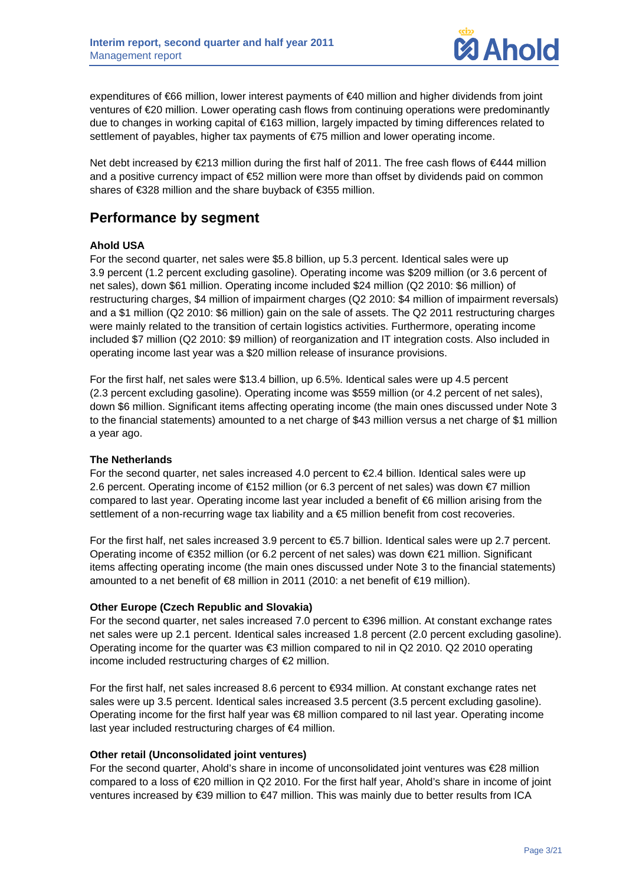expenditures of €66 million, lower interest payments of €40 million and higher dividends from joint ventures of €20 million. Lower operating cash flows from continuing operations were predominantly due to changes in working capital of €163 million, largely impacted by timing differences related to settlement of payables, higher tax payments of €75 million and lower operating income.

Net debt increased by €213 million during the first half of 2011. The free cash flows of €444 million and a positive currency impact of €52 million were more than offset by dividends paid on common shares of €328 million and the share buyback of €355 million.

## Performance by segment

**Ahold USA**

For the second quarter, net sales were $5.8 billion, up 5.3 percent. Identical sales were up 3.9 percent (1.2 percent excluding gasoline). Operating income was $209 million (or 3.6 percent of net sales), down $61 million. Operating income included $24 million (Q2 2010: $6 million) of restructuring charges, $4 million of impairment charges (Q2 2010: $4 million of impairment reversals) and a $1 million (Q2 2010: $6 million) gain on the sale of assets. The Q2 2011 restructuring charges were mainly related to the transition of certain logistics activities. Furthermore, operating income included $7 million (Q2 2010: $9 million) of reorganization and IT integration costs. Also included in operating income last year was a $20 million release of insurance provisions.

For the first half, net sales were $13.4 billion, up 6.5%. Identical sales were up 4.5 percent (2.3 percent excluding gasoline). Operating income was $559 million (or 4.2 percent of net sales), down $6 million. Significant items affecting operating income (the main ones discussed under Note 3 to the financial statements) amounted to a net charge of $43 million versus a net charge of $1 million a year ago.

**The Netherlands**

For the second quarter, net sales increased 4.0 percent to €2.4 billion. Identical sales were up 2.6 percent. Operating income of €152 million (or 6.3 percent of net sales) was down €7 million compared to last year. Operating income last year included a benefit of €6 million arising from the settlement of a non-recurring wage tax liability and a €5 million benefit from cost recoveries.

For the first half, net sales increased 3.9 percent to €5.7 billion. Identical sales were up 2.7 percent. Operating income of €352 million (or 6.2 percent of net sales) was down €21 million. Significant items affecting operating income (the main ones discussed under Note 3 to the financial statements) amounted to a net benefit of €8 million in 2011 (2010: a net benefit of €19 million).

**Other Europe (Czech Republic and Slovakia)**

For the second quarter, net sales increased 7.0 percent to €396 million. At constant exchange rates net sales were up 2.1 percent. Identical sales increased 1.8 percent (2.0 percent excluding gasoline). Operating income for the quarter was €3 million compared to nil in Q2 2010. Q2 2010 operating income included restructuring charges of €2 million.

For the first half, net sales increased 8.6 percent to €934 million. At constant exchange rates net sales were up 3.5 percent. Identical sales increased 3.5 percent (3.5 percent excluding gasoline). Operating income for the first half year was €8 million compared to nil last year. Operating income last year included restructuring charges of €4 million.

**Other retail (Unconsolidated joint ventures)**

For the second quarter, Ahold's share in income of unconsolidated joint ventures was €28 million compared to a loss of €20 million in Q2 2010. For the first half year, Ahold's share in income of joint ventures increased by €39 million to €47 million. This was mainly due to better results from ICA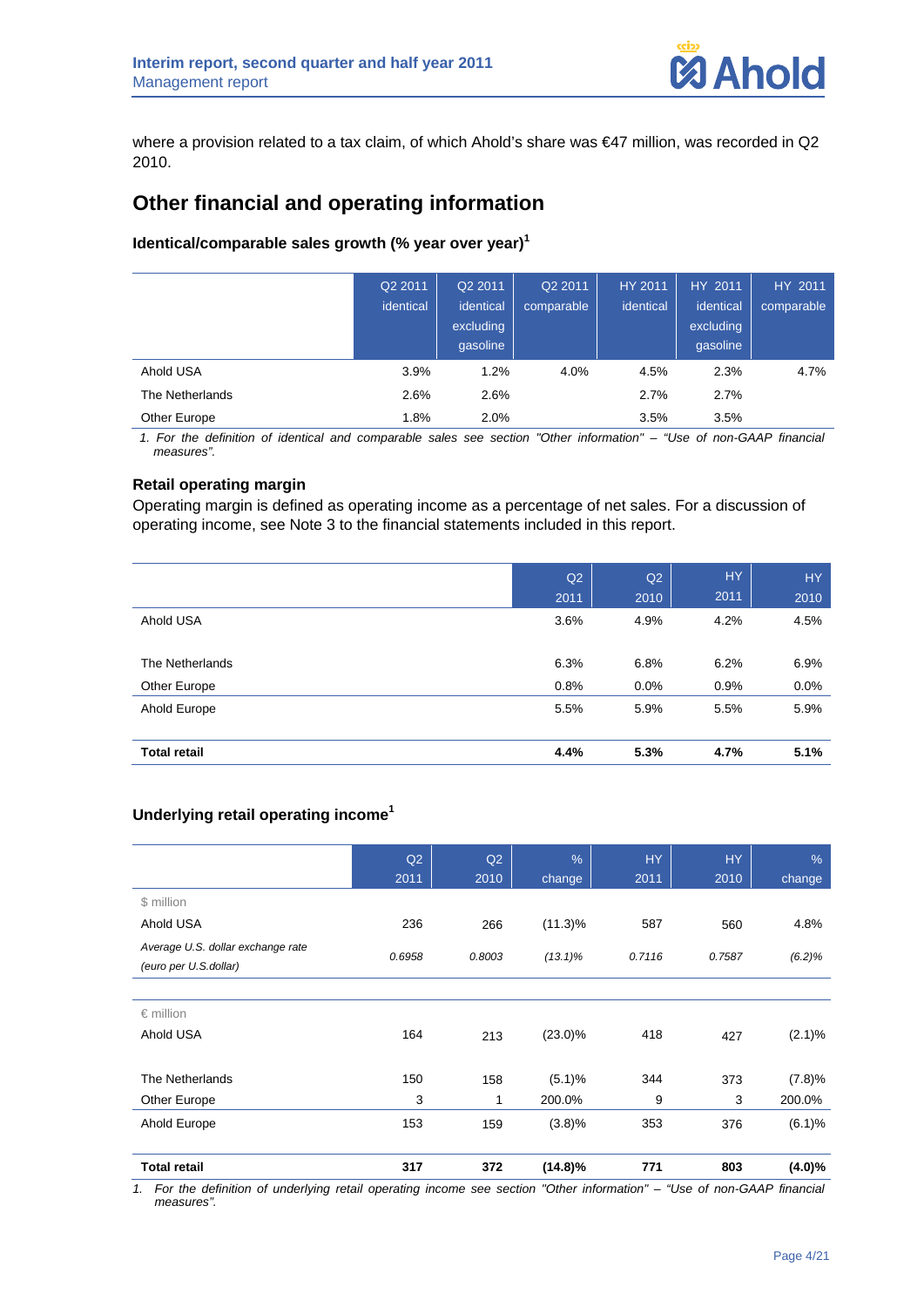where a provision related to a tax claim, of which Ahold's share was €47 million, was recorded in Q2 2010.

## Other financial and operating information

### Identical/comparable sales growth (% year over year)[1]

| | Q2 2011 identical | Q2 2011 identical excluding gasoline | Q2 2011 comparable | HY 2011 identical | HY 2011 identical excluding gasoline | HY 2011 comparable |
|---|---|---|---|---|---|---|
| Ahold USA | 3.9% | 1.2% | 4.0% | 4.5% | 2.3% | 4.7% |
| The Netherlands | 2.6% | 2.6% | | 2.7% | 2.7% | |
| Other Europe | 1.8% | 2.0% | | 3.5% | 3.5% | |

*1. For the definition of identical and comparable sales see section "Other information" – "Use of non-GAAP financial measures".*

### Retail operating margin

Operating margin is defined as operating income as a percentage of net sales. For a discussion of operating income, see Note 3 to the financial statements included in this report.

| | Q2 2011 | Q2 2010 | HY 2011 | HY 2010 |
|---|---|---|---|---|
| Ahold USA | 3.6% | 4.9% | 4.2% | 4.5% |
| The Netherlands | 6.3% | 6.8% | 6.2% | 6.9% |
| Other Europe | 0.8% | 0.0% | 0.9% | 0.0% |
| Ahold Europe | 5.5% | 5.9% | 5.5% | 5.9% |
| **Total retail** | **4.4%** | **5.3%** | **4.7%** | **5.1%** |

### Underlying retail operating income[1]

| | Q2 2011 | Q2 2010 | % change | HY 2011 | HY 2010 | % change |
|---|---|---|---|---|---|---|
| $ million | | | | | | |
| Ahold USA | 236 | 266 | (11.3)% | 587 | 560 | 4.8% |
| *Average U.S. dollar exchange rate (euro per U.S.dollar)* | *0.6958* | *0.8003* | *(13.1)%* | *0.7116* | *0.7587* | *(6.2)%* |
| € million | | | | | | |
| Ahold USA | 164 | 213 | (23.0)% | 418 | 427 | (2.1)% |
| The Netherlands | 150 | 158 | (5.1)% | 344 | 373 | (7.8)% |
| Other Europe | 3 | 1 | 200.0% | 9 | 3 | 200.0% |
| Ahold Europe | 153 | 159 | (3.8)% | 353 | 376 | (6.1)% |
| **Total retail** | **317** | **372** | **(14.8)%** | **771** | **803** | **(4.0)%** |

*1. For the definition of underlying retail operating income see section "Other information" – "Use of non-GAAP financial measures".*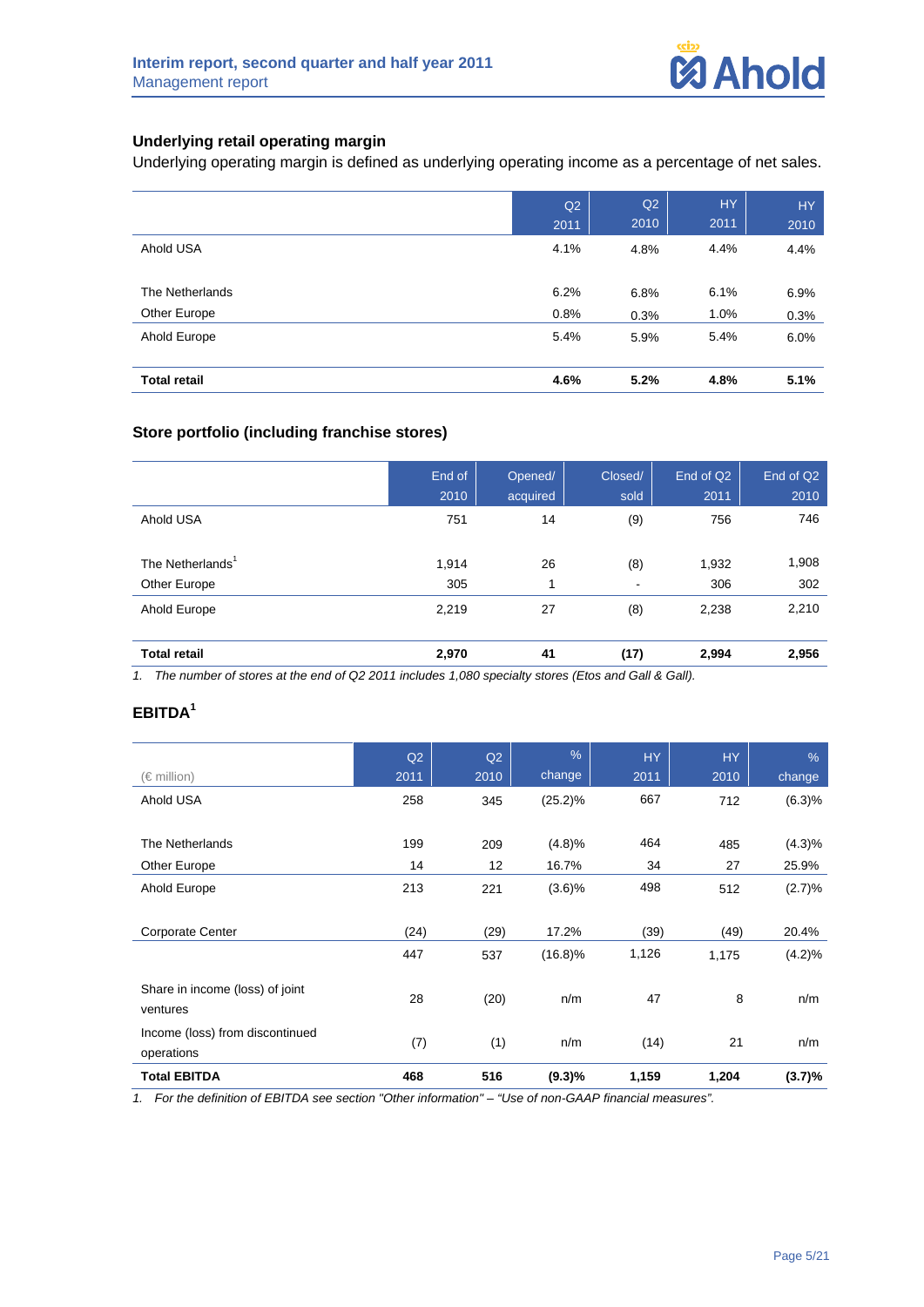## Underlying retail operating margin

Underlying operating margin is defined as underlying operating income as a percentage of net sales.

| | Q2 2011 | Q2 2010 | HY 2011 | HY 2010 |
|---|---|---|---|---|
| Ahold USA | 4.1% | 4.8% | 4.4% | 4.4% |
| The Netherlands | 6.2% | 6.8% | 6.1% | 6.9% |
| Other Europe | 0.8% | 0.3% | 1.0% | 0.3% |
| Ahold Europe | 5.4% | 5.9% | 5.4% | 6.0% |
| **Total retail** | **4.6%** | **5.2%** | **4.8%** | **5.1%** |

## Store portfolio (including franchise stores)

| | End of 2010 | Opened/ acquired | Closed/ sold | End of Q2 2011 | End of Q2 2010 |
|---|---|---|---|---|---|
| Ahold USA | 751 | 14 | (9) | 756 | 746 |
| The Netherlands[1] | 1,914 | 26 | (8) | 1,932 | 1,908 |
| Other Europe | 305 | 1 | - | 306 | 302 |
| Ahold Europe | 2,219 | 27 | (8) | 2,238 | 2,210 |
| **Total retail** | **2,970** | **41** | **(17)** | **2,994** | **2,956** |

1. *The number of stores at the end of Q2 2011 includes 1,080 specialty stores (Etos and Gall & Gall).*

## EBITDA[1]

| (€ million) | Q2 2011 | Q2 2010 | % change | HY 2011 | HY 2010 | % change |
|---|---|---|---|---|---|---|
| Ahold USA | 258 | 345 | (25.2)% | 667 | 712 | (6.3)% |
| The Netherlands | 199 | 209 | (4.8)% | 464 | 485 | (4.3)% |
| Other Europe | 14 | 12 | 16.7% | 34 | 27 | 25.9% |
| Ahold Europe | 213 | 221 | (3.6)% | 498 | 512 | (2.7)% |
| Corporate Center | (24) | (29) | 17.2% | (39) | (49) | 20.4% |
| | 447 | 537 | (16.8)% | 1,126 | 1,175 | (4.2)% |
| Share in income (loss) of joint ventures | 28 | (20) | n/m | 47 | 8 | n/m |
| Income (loss) from discontinued operations | (7) | (1) | n/m | (14) | 21 | n/m |
| **Total EBITDA** | **468** | **516** | **(9.3)%** | **1,159** | **1,204** | **(3.7)%** |

1. *For the definition of EBITDA see section "Other information" – "Use of non-GAAP financial measures".*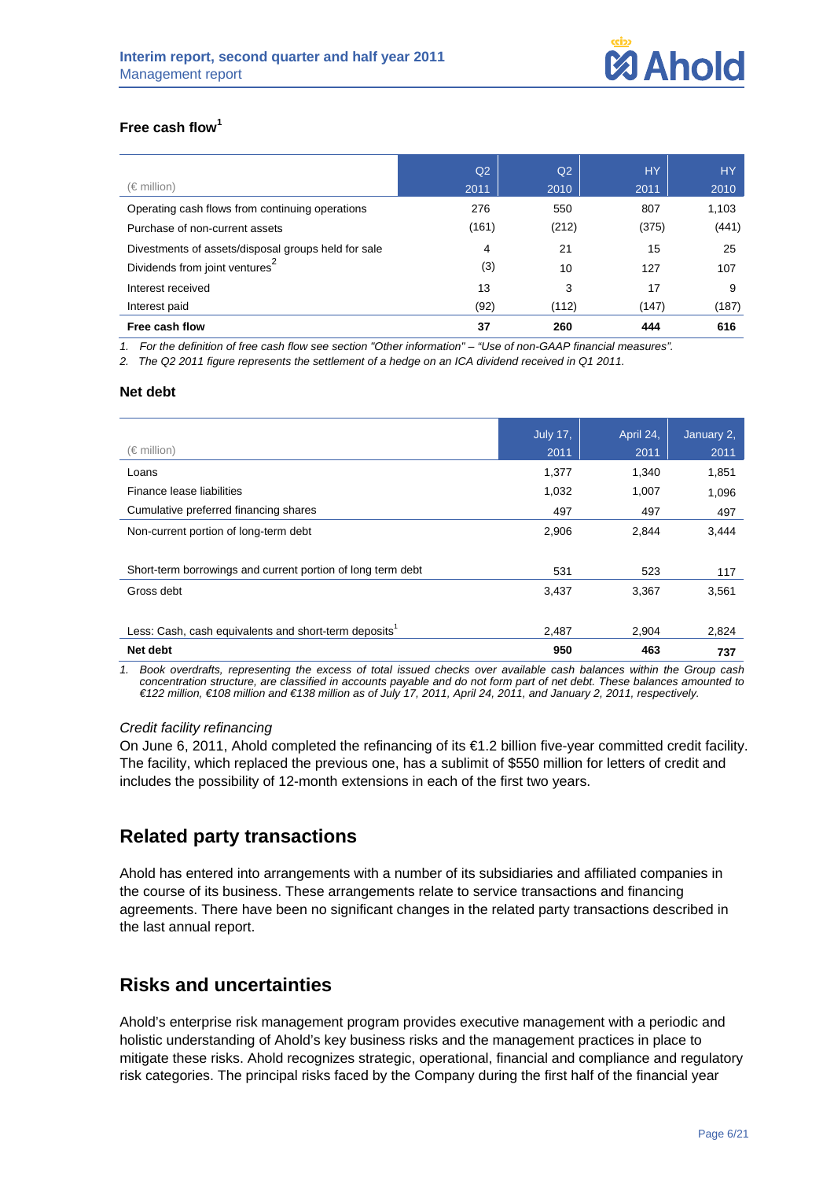### Free cash flow[1]

| (€ million) | Q2 2011 | Q2 2010 | HY 2011 | HY 2010 |
|---|---|---|---|---|
| Operating cash flows from continuing operations | 276 | 550 | 807 | 1,103 |
| Purchase of non-current assets | (161) | (212) | (375) | (441) |
| Divestments of assets/disposal groups held for sale | 4 | 21 | 15 | 25 |
| Dividends from joint ventures[2] | (3) | 10 | 127 | 107 |
| Interest received | 13 | 3 | 17 | 9 |
| Interest paid | (92) | (112) | (147) | (187) |
| **Free cash flow** | **37** | **260** | **444** | **616** |

*1. For the definition of free cash flow see section "Other information" – "Use of non-GAAP financial measures".*
*2. The Q2 2011 figure represents the settlement of a hedge on an ICA dividend received in Q1 2011.*

### Net debt

| (€ million) | July 17, 2011 | April 24, 2011 | January 2, 2011 |
|---|---|---|---|
| Loans | 1,377 | 1,340 | 1,851 |
| Finance lease liabilities | 1,032 | 1,007 | 1,096 |
| Cumulative preferred financing shares | 497 | 497 | 497 |
| Non-current portion of long-term debt | 2,906 | 2,844 | 3,444 |
| Short-term borrowings and current portion of long term debt | 531 | 523 | 117 |
| Gross debt | 3,437 | 3,367 | 3,561 |
| Less: Cash, cash equivalents and short-term deposits[1] | 2,487 | 2,904 | 2,824 |
| **Net debt** | **950** | **463** | **737** |

*1. Book overdrafts, representing the excess of total issued checks over available cash balances within the Group cash concentration structure, are classified in accounts payable and do not form part of net debt. These balances amounted to €122 million, €108 million and €138 million as of July 17, 2011, April 24, 2011, and January 2, 2011, respectively.*

*Credit facility refinancing*

On June 6, 2011, Ahold completed the refinancing of its €1.2 billion five-year committed credit facility. The facility, which replaced the previous one, has a sublimit of $550 million for letters of credit and includes the possibility of 12-month extensions in each of the first two years.

## Related party transactions

Ahold has entered into arrangements with a number of its subsidiaries and affiliated companies in the course of its business. These arrangements relate to service transactions and financing agreements. There have been no significant changes in the related party transactions described in the last annual report.

## Risks and uncertainties

Ahold's enterprise risk management program provides executive management with a periodic and holistic understanding of Ahold's key business risks and the management practices in place to mitigate these risks. Ahold recognizes strategic, operational, financial and compliance and regulatory risk categories. The principal risks faced by the Company during the first half of the financial year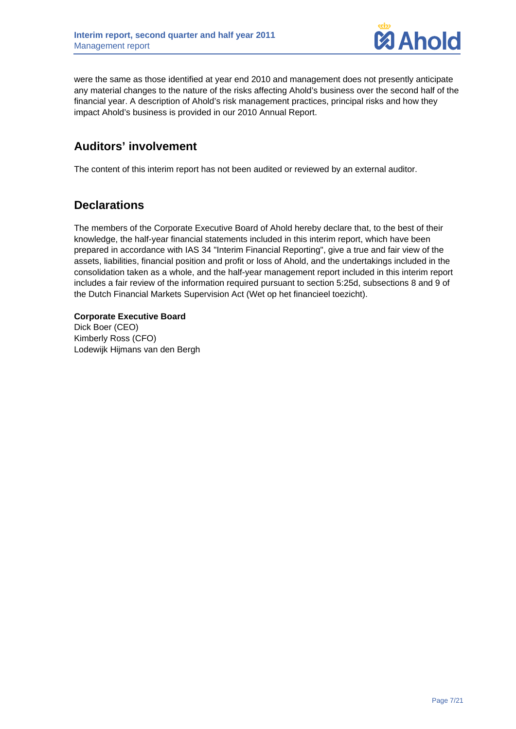were the same as those identified at year end 2010 and management does not presently anticipate any material changes to the nature of the risks affecting Ahold's business over the second half of the financial year. A description of Ahold's risk management practices, principal risks and how they impact Ahold's business is provided in our 2010 Annual Report.

## Auditors' involvement

The content of this interim report has not been audited or reviewed by an external auditor.

## Declarations

The members of the Corporate Executive Board of Ahold hereby declare that, to the best of their knowledge, the half-year financial statements included in this interim report, which have been prepared in accordance with IAS 34 "Interim Financial Reporting", give a true and fair view of the assets, liabilities, financial position and profit or loss of Ahold, and the undertakings included in the consolidation taken as a whole, and the half-year management report included in this interim report includes a fair review of the information required pursuant to section 5:25d, subsections 8 and 9 of the Dutch Financial Markets Supervision Act (Wet op het financieel toezicht).

**Corporate Executive Board**
Dick Boer (CEO)
Kimberly Ross (CFO)
Lodewijk Hijmans van den Bergh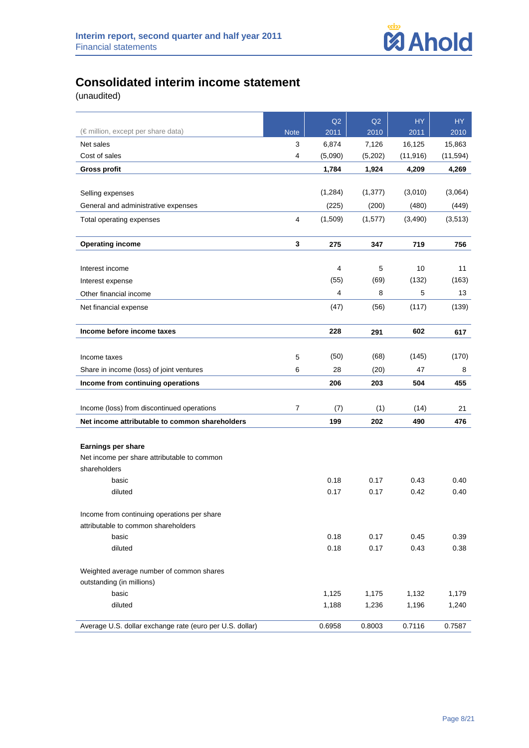# Consolidated interim income statement

(unaudited)

| (€ million, except per share data) | Note | Q2 2011 | Q2 2010 | HY 2011 | HY 2010 |
|---|---|---|---|---|---|
| Net sales | 3 | 6,874 | 7,126 | 16,125 | 15,863 |
| Cost of sales | 4 | (5,090) | (5,202) | (11,916) | (11,594) |
| **Gross profit** | | **1,784** | **1,924** | **4,209** | **4,269** |
| | | | | | |
| Selling expenses | | (1,284) | (1,377) | (3,010) | (3,064) |
| General and administrative expenses | | (225) | (200) | (480) | (449) |
| Total operating expenses | 4 | (1,509) | (1,577) | (3,490) | (3,513) |
| | | | | | |
| **Operating income** | **3** | **275** | **347** | **719** | **756** |
| | | | | | |
| Interest income | | 4 | 5 | 10 | 11 |
| Interest expense | | (55) | (69) | (132) | (163) |
| Other financial income | | 4 | 8 | 5 | 13 |
| Net financial expense | | (47) | (56) | (117) | (139) |
| | | | | | |
| **Income before income taxes** | | **228** | **291** | **602** | **617** |
| | | | | | |
| Income taxes | 5 | (50) | (68) | (145) | (170) |
| Share in income (loss) of joint ventures | 6 | 28 | (20) | 47 | 8 |
| **Income from continuing operations** | | **206** | **203** | **504** | **455** |
| | | | | | |
| Income (loss) from discontinued operations | 7 | (7) | (1) | (14) | 21 |
| **Net income attributable to common shareholders** | | **199** | **202** | **490** | **476** |
| | | | | | |
| **Earnings per share** | | | | | |
| Net income per share attributable to common shareholders | | | | | |
| basic | | 0.18 | 0.17 | 0.43 | 0.40 |
| diluted | | 0.17 | 0.17 | 0.42 | 0.40 |
| | | | | | |
| Income from continuing operations per share attributable to common shareholders | | | | | |
| basic | | 0.18 | 0.17 | 0.45 | 0.39 |
| diluted | | 0.18 | 0.17 | 0.43 | 0.38 |
| | | | | | |
| Weighted average number of common shares outstanding (in millions) | | | | | |
| basic | | 1,125 | 1,175 | 1,132 | 1,179 |
| diluted | | 1,188 | 1,236 | 1,196 | 1,240 |
| | | | | | |
| Average U.S. dollar exchange rate (euro per U.S. dollar) | | 0.6958 | 0.8003 | 0.7116 | 0.7587 |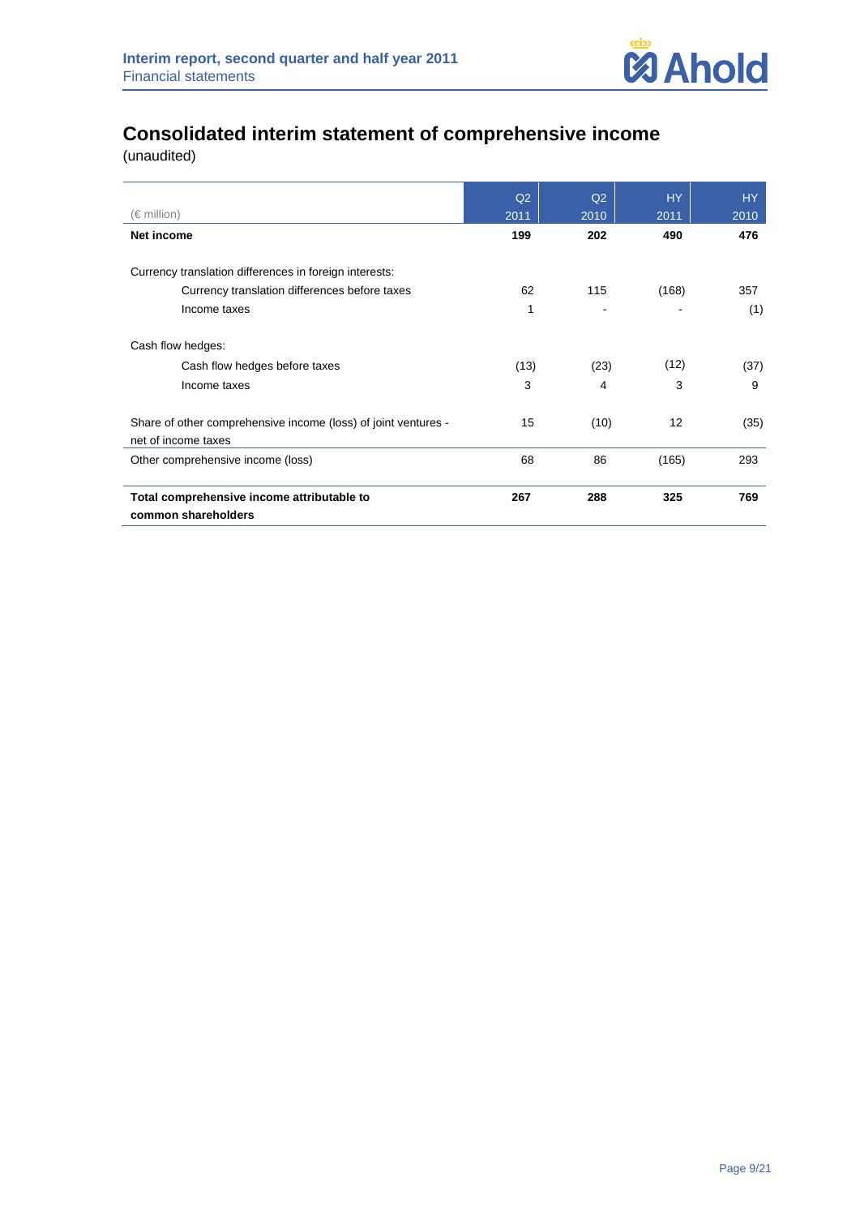# Consolidated interim statement of comprehensive income

(unaudited)

| (€ million) | Q2 2011 | Q2 2010 | HY 2011 | HY 2010 |
|---|---|---|---|---|
| **Net income** | **199** | **202** | **490** | **476** |
| | | | | |
| Currency translation differences in foreign interests: | | | | |
| Currency translation differences before taxes | 62 | 115 | (168) | 357 |
| Income taxes | 1 | - | - | (1) |
| | | | | |
| Cash flow hedges: | | | | |
| Cash flow hedges before taxes | (13) | (23) | (12) | (37) |
| Income taxes | 3 | 4 | 3 | 9 |
| | | | | |
| Share of other comprehensive income (loss) of joint ventures - net of income taxes | 15 | (10) | 12 | (35) |
| Other comprehensive income (loss) | 68 | 86 | (165) | 293 |
| | | | | |
| **Total comprehensive income attributable to common shareholders** | **267** | **288** | **325** | **769** |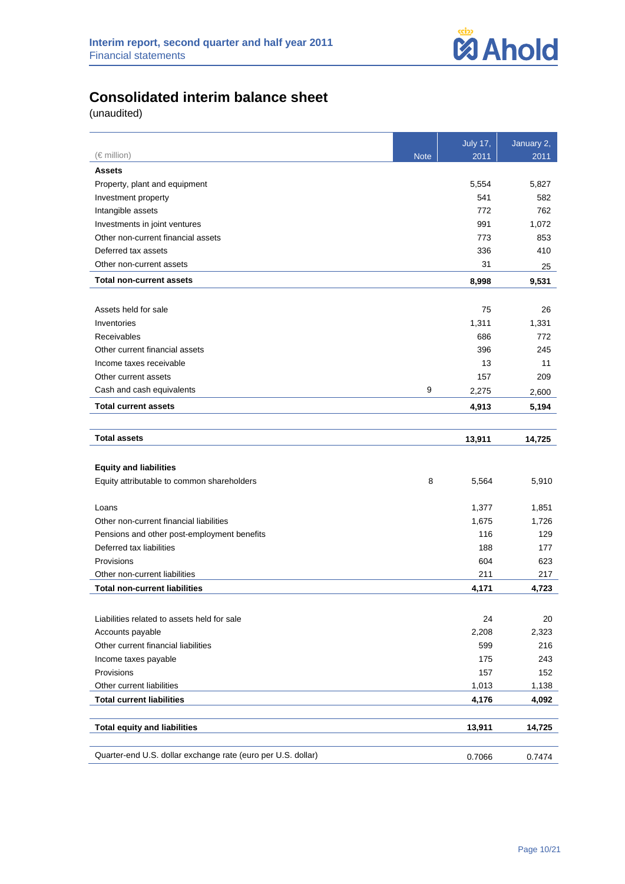# Consolidated interim balance sheet

(unaudited)

| (€ million) | Note | July 17, 2011 | January 2, 2011 |
|---|---|---|---|
| **Assets** | | | |
| Property, plant and equipment | | 5,554 | 5,827 |
| Investment property | | 541 | 582 |
| Intangible assets | | 772 | 762 |
| Investments in joint ventures | | 991 | 1,072 |
| Other non-current financial assets | | 773 | 853 |
| Deferred tax assets | | 336 | 410 |
| Other non-current assets | | 31 | 25 |
| **Total non-current assets** | | **8,998** | **9,531** |
| | | | |
| Assets held for sale | | 75 | 26 |
| Inventories | | 1,311 | 1,331 |
| Receivables | | 686 | 772 |
| Other current financial assets | | 396 | 245 |
| Income taxes receivable | | 13 | 11 |
| Other current assets | | 157 | 209 |
| Cash and cash equivalents | 9 | 2,275 | 2,600 |
| **Total current assets** | | **4,913** | **5,194** |
| | | | |
| **Total assets** | | **13,911** | **14,725** |
| | | | |
| **Equity and liabilities** | | | |
| Equity attributable to common shareholders | 8 | 5,564 | 5,910 |
| | | | |
| Loans | | 1,377 | 1,851 |
| Other non-current financial liabilities | | 1,675 | 1,726 |
| Pensions and other post-employment benefits | | 116 | 129 |
| Deferred tax liabilities | | 188 | 177 |
| Provisions | | 604 | 623 |
| Other non-current liabilities | | 211 | 217 |
| **Total non-current liabilities** | | **4,171** | **4,723** |
| | | | |
| Liabilities related to assets held for sale | | 24 | 20 |
| Accounts payable | | 2,208 | 2,323 |
| Other current financial liabilities | | 599 | 216 |
| Income taxes payable | | 175 | 243 |
| Provisions | | 157 | 152 |
| Other current liabilities | | 1,013 | 1,138 |
| **Total current liabilities** | | **4,176** | **4,092** |
| | | | |
| **Total equity and liabilities** | | **13,911** | **14,725** |
| | | | |
| Quarter-end U.S. dollar exchange rate (euro per U.S. dollar) | | 0.7066 | 0.7474 |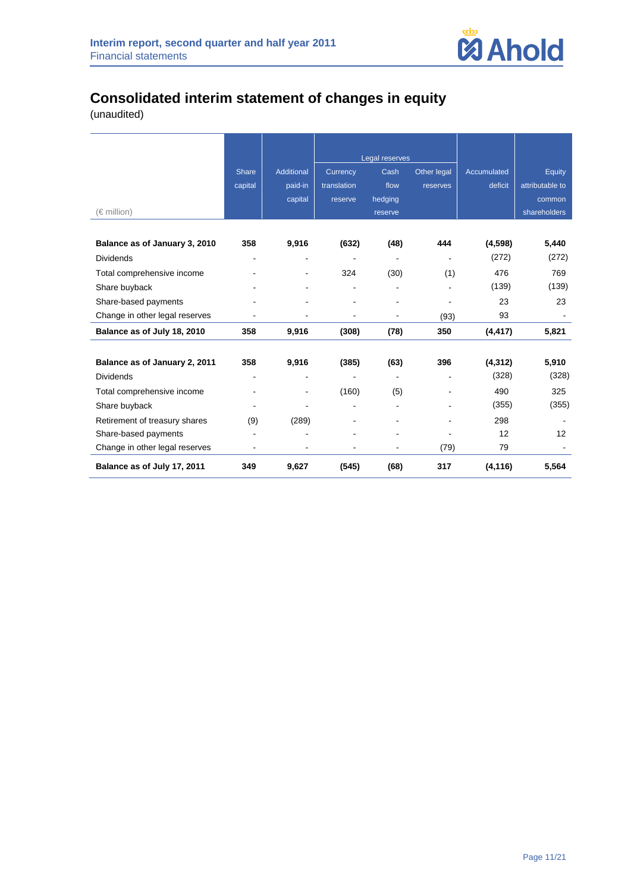# Consolidated interim statement of changes in equity

(unaudited)

| (€ million) | Share capital | Additional paid-in capital | Legal reserves: Currency translation reserve | Legal reserves: Cash flow hedging reserve | Legal reserves: Other legal reserves | Accumulated deficit | Equity attributable to common shareholders |
|---|---|---|---|---|---|---|---|
| **Balance as of January 3, 2010** | **358** | **9,916** | **(632)** | **(48)** | **444** | **(4,598)** | **5,440** |
| Dividends | - | - | - | - | - | (272) | (272) |
| Total comprehensive income | - | - | 324 | (30) | (1) | 476 | 769 |
| Share buyback | - | - | - | - | - | (139) | (139) |
| Share-based payments | - | - | - | - | - | 23 | 23 |
| Change in other legal reserves | - | - | - | - | (93) | 93 | - |
| **Balance as of July 18, 2010** | **358** | **9,916** | **(308)** | **(78)** | **350** | **(4,417)** | **5,821** |
| | | | | | | | |
| **Balance as of January 2, 2011** | **358** | **9,916** | **(385)** | **(63)** | **396** | **(4,312)** | **5,910** |
| Dividends | - | - | - | - | - | (328) | (328) |
| Total comprehensive income | - | - | (160) | (5) | - | 490 | 325 |
| Share buyback | - | - | - | - | - | (355) | (355) |
| Retirement of treasury shares | (9) | (289) | - | - | - | 298 | - |
| Share-based payments | - | - | - | - | - | 12 | 12 |
| Change in other legal reserves | - | - | - | - | (79) | 79 | - |
| **Balance as of July 17, 2011** | **349** | **9,627** | **(545)** | **(68)** | **317** | **(4,116)** | **5,564** |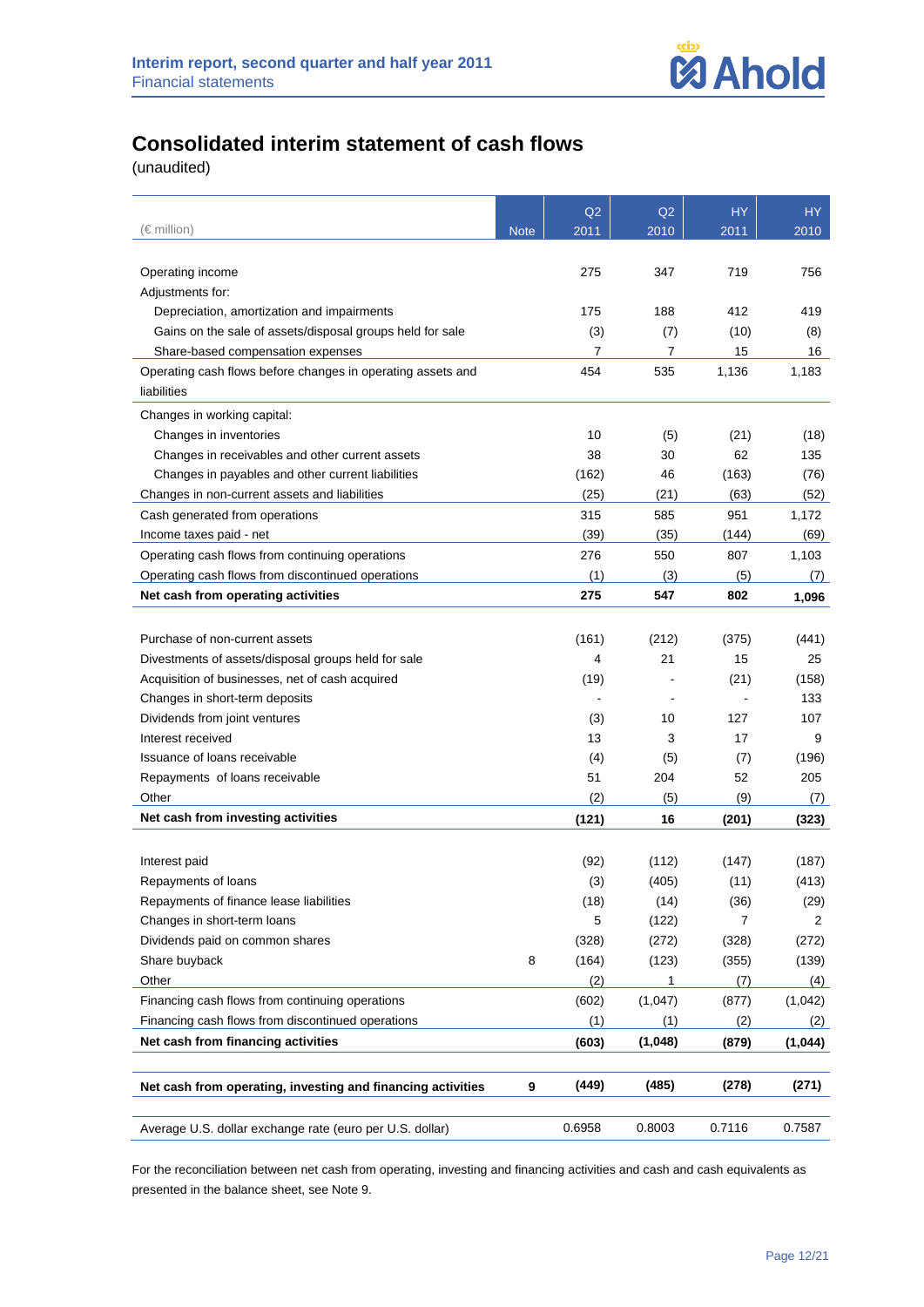# Consolidated interim statement of cash flows

(unaudited)

| (€ million) | Note | Q2 2011 | Q2 2010 | HY 2011 | HY 2010 |
|---|---|---|---|---|---|
| Operating income | | 275 | 347 | 719 | 756 |
| Adjustments for: | | | | | |
| Depreciation, amortization and impairments | | 175 | 188 | 412 | 419 |
| Gains on the sale of assets/disposal groups held for sale | | (3) | (7) | (10) | (8) |
| Share-based compensation expenses | | 7 | 7 | 15 | 16 |
| Operating cash flows before changes in operating assets and liabilities | | 454 | 535 | 1,136 | 1,183 |
| Changes in working capital: | | | | | |
| Changes in inventories | | 10 | (5) | (21) | (18) |
| Changes in receivables and other current assets | | 38 | 30 | 62 | 135 |
| Changes in payables and other current liabilities | | (162) | 46 | (163) | (76) |
| Changes in non-current assets and liabilities | | (25) | (21) | (63) | (52) |
| Cash generated from operations | | 315 | 585 | 951 | 1,172 |
| Income taxes paid - net | | (39) | (35) | (144) | (69) |
| Operating cash flows from continuing operations | | 276 | 550 | 807 | 1,103 |
| Operating cash flows from discontinued operations | | (1) | (3) | (5) | (7) |
| **Net cash from operating activities** | | **275** | **547** | **802** | **1,096** |
| Purchase of non-current assets | | (161) | (212) | (375) | (441) |
| Divestments of assets/disposal groups held for sale | | 4 | 21 | 15 | 25 |
| Acquisition of businesses, net of cash acquired | | (19) | - | (21) | (158) |
| Changes in short-term deposits | | - | - | - | 133 |
| Dividends from joint ventures | | (3) | 10 | 127 | 107 |
| Interest received | | 13 | 3 | 17 | 9 |
| Issuance of loans receivable | | (4) | (5) | (7) | (196) |
| Repayments of loans receivable | | 51 | 204 | 52 | 205 |
| Other | | (2) | (5) | (9) | (7) |
| **Net cash from investing activities** | | **(121)** | **16** | **(201)** | **(323)** |
| Interest paid | | (92) | (112) | (147) | (187) |
| Repayments of loans | | (3) | (405) | (11) | (413) |
| Repayments of finance lease liabilities | | (18) | (14) | (36) | (29) |
| Changes in short-term loans | | 5 | (122) | 7 | 2 |
| Dividends paid on common shares | | (328) | (272) | (328) | (272) |
| Share buyback | 8 | (164) | (123) | (355) | (139) |
| Other | | (2) | 1 | (7) | (4) |
| Financing cash flows from continuing operations | | (602) | (1,047) | (877) | (1,042) |
| Financing cash flows from discontinued operations | | (1) | (1) | (2) | (2) |
| **Net cash from financing activities** | | **(603)** | **(1,048)** | **(879)** | **(1,044)** |
| **Net cash from operating, investing and financing activities** | **9** | **(449)** | **(485)** | **(278)** | **(271)** |
| Average U.S. dollar exchange rate (euro per U.S. dollar) | | 0.6958 | 0.8003 | 0.7116 | 0.7587 |

For the reconciliation between net cash from operating, investing and financing activities and cash and cash equivalents as presented in the balance sheet, see Note 9.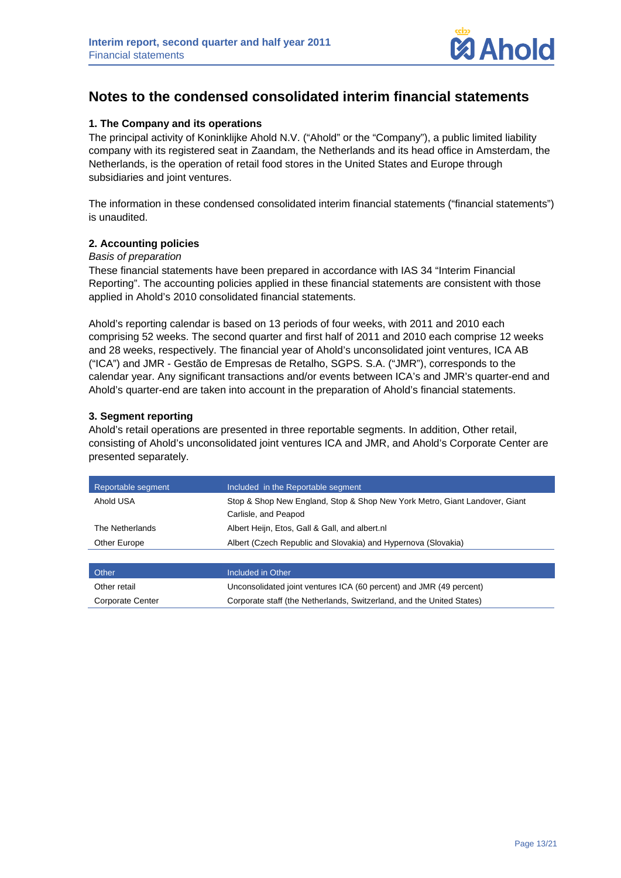# Notes to the condensed consolidated interim financial statements

### 1. The Company and its operations

The principal activity of Koninklijke Ahold N.V. ("Ahold" or the "Company"), a public limited liability company with its registered seat in Zaandam, the Netherlands and its head office in Amsterdam, the Netherlands, is the operation of retail food stores in the United States and Europe through subsidiaries and joint ventures.

The information in these condensed consolidated interim financial statements ("financial statements") is unaudited.

### 2. Accounting policies

*Basis of preparation*

These financial statements have been prepared in accordance with IAS 34 "Interim Financial Reporting". The accounting policies applied in these financial statements are consistent with those applied in Ahold's 2010 consolidated financial statements.

Ahold's reporting calendar is based on 13 periods of four weeks, with 2011 and 2010 each comprising 52 weeks. The second quarter and first half of 2011 and 2010 each comprise 12 weeks and 28 weeks, respectively. The financial year of Ahold's unconsolidated joint ventures, ICA AB ("ICA") and JMR - Gestão de Empresas de Retalho, SGPS. S.A. ("JMR"), corresponds to the calendar year. Any significant transactions and/or events between ICA's and JMR's quarter-end and Ahold's quarter-end are taken into account in the preparation of Ahold's financial statements.

### 3. Segment reporting

Ahold's retail operations are presented in three reportable segments. In addition, Other retail, consisting of Ahold's unconsolidated joint ventures ICA and JMR, and Ahold's Corporate Center are presented separately.

| Reportable segment | Included in the Reportable segment |
|---|---|
| Ahold USA | Stop & Shop New England, Stop & Shop New York Metro, Giant Landover, Giant Carlisle, and Peapod |
| The Netherlands | Albert Heijn, Etos, Gall & Gall, and albert.nl |
| Other Europe | Albert (Czech Republic and Slovakia) and Hypernova (Slovakia) |

| Other | Included in Other |
|---|---|
| Other retail | Unconsolidated joint ventures ICA (60 percent) and JMR (49 percent) |
| Corporate Center | Corporate staff (the Netherlands, Switzerland, and the United States) |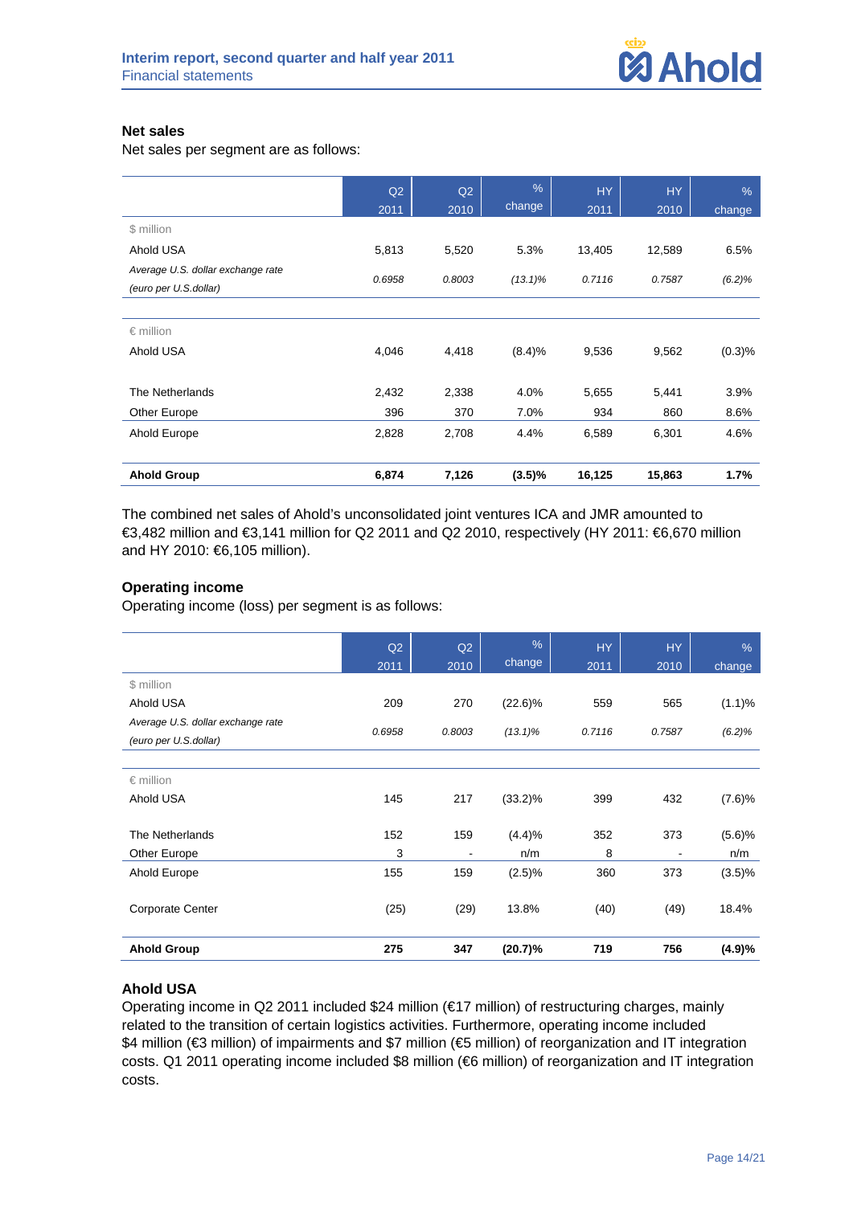### Net sales

Net sales per segment are as follows:

| | Q2 2011 | Q2 2010 | % change | HY 2011 | HY 2010 | % change |
|---|---|---|---|---|---|---|
| $ million | | | | | | |
| Ahold USA | 5,813 | 5,520 | 5.3% | 13,405 | 12,589 | 6.5% |
| *Average U.S. dollar exchange rate (euro per U.S.dollar)* | *0.6958* | *0.8003* | *(13.1)%* | *0.7116* | *0.7587* | *(6.2)%* |
| | | | | | | |
| € million | | | | | | |
| Ahold USA | 4,046 | 4,418 | (8.4)% | 9,536 | 9,562 | (0.3)% |
| | | | | | | |
| The Netherlands | 2,432 | 2,338 | 4.0% | 5,655 | 5,441 | 3.9% |
| Other Europe | 396 | 370 | 7.0% | 934 | 860 | 8.6% |
| Ahold Europe | 2,828 | 2,708 | 4.4% | 6,589 | 6,301 | 4.6% |
| | | | | | | |
| **Ahold Group** | **6,874** | **7,126** | **(3.5)%** | **16,125** | **15,863** | **1.7%** |

The combined net sales of Ahold's unconsolidated joint ventures ICA and JMR amounted to €3,482 million and €3,141 million for Q2 2011 and Q2 2010, respectively (HY 2011: €6,670 million and HY 2010: €6,105 million).

### Operating income

Operating income (loss) per segment is as follows:

| | Q2 2011 | Q2 2010 | % change | HY 2011 | HY 2010 | % change |
|---|---|---|---|---|---|---|
| $ million | | | | | | |
| Ahold USA | 209 | 270 | (22.6)% | 559 | 565 | (1.1)% |
| *Average U.S. dollar exchange rate (euro per U.S.dollar)* | *0.6958* | *0.8003* | *(13.1)%* | *0.7116* | *0.7587* | *(6.2)%* |
| | | | | | | |
| € million | | | | | | |
| Ahold USA | 145 | 217 | (33.2)% | 399 | 432 | (7.6)% |
| | | | | | | |
| The Netherlands | 152 | 159 | (4.4)% | 352 | 373 | (5.6)% |
| Other Europe | 3 | - | n/m | 8 | - | n/m |
| Ahold Europe | 155 | 159 | (2.5)% | 360 | 373 | (3.5)% |
| | | | | | | |
| Corporate Center | (25) | (29) | 13.8% | (40) | (49) | 18.4% |
| | | | | | | |
| **Ahold Group** | **275** | **347** | **(20.7)%** | **719** | **756** | **(4.9)%** |

### Ahold USA

Operating income in Q2 2011 included $24 million (€17 million) of restructuring charges, mainly related to the transition of certain logistics activities. Furthermore, operating income included $4 million (€3 million) of impairments and $7 million (€5 million) of reorganization and IT integration costs. Q1 2011 operating income included $8 million (€6 million) of reorganization and IT integration costs.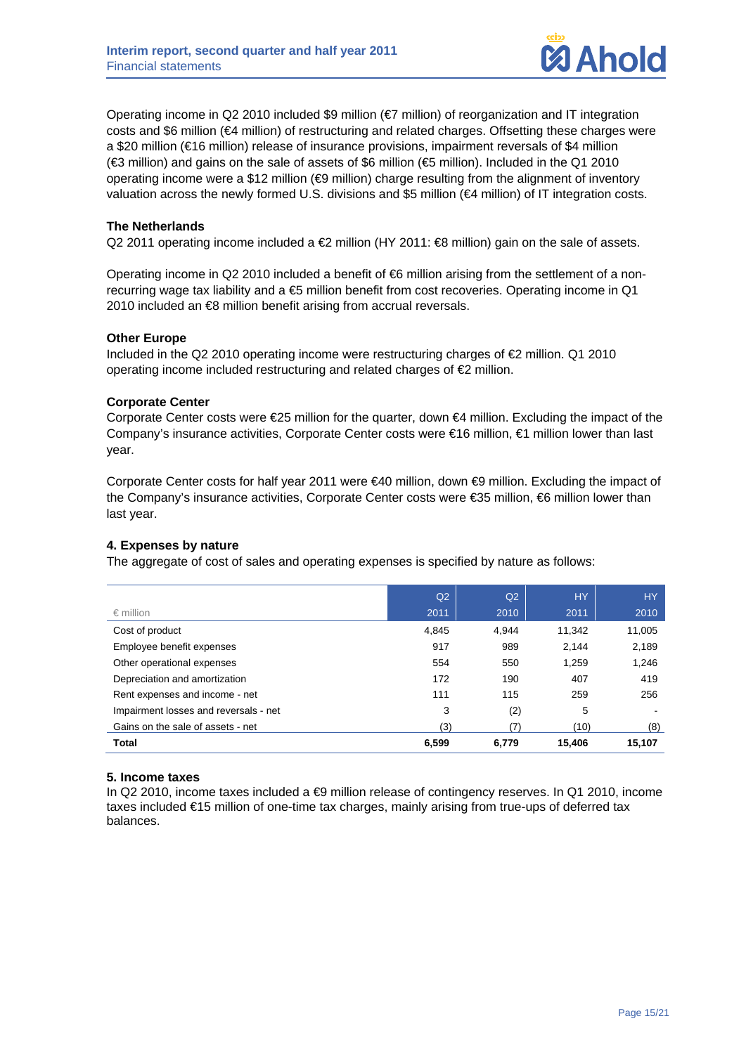Operating income in Q2 2010 included $9 million (€7 million) of reorganization and IT integration costs and $6 million (€4 million) of restructuring and related charges. Offsetting these charges were a $20 million (€16 million) release of insurance provisions, impairment reversals of $4 million (€3 million) and gains on the sale of assets of $6 million (€5 million). Included in the Q1 2010 operating income were a $12 million (€9 million) charge resulting from the alignment of inventory valuation across the newly formed U.S. divisions and $5 million (€4 million) of IT integration costs.

**The Netherlands**

Q2 2011 operating income included a €2 million (HY 2011: €8 million) gain on the sale of assets.

Operating income in Q2 2010 included a benefit of €6 million arising from the settlement of a non-recurring wage tax liability and a €5 million benefit from cost recoveries. Operating income in Q1 2010 included an €8 million benefit arising from accrual reversals.

**Other Europe**

Included in the Q2 2010 operating income were restructuring charges of €2 million. Q1 2010 operating income included restructuring and related charges of €2 million.

**Corporate Center**

Corporate Center costs were €25 million for the quarter, down €4 million. Excluding the impact of the Company's insurance activities, Corporate Center costs were €16 million, €1 million lower than last year.

Corporate Center costs for half year 2011 were €40 million, down €9 million. Excluding the impact of the Company's insurance activities, Corporate Center costs were €35 million, €6 million lower than last year.

### 4. Expenses by nature

The aggregate of cost of sales and operating expenses is specified by nature as follows:

| € million | Q2 2011 | Q2 2010 | HY 2011 | HY 2010 |
|---|---|---|---|---|
| Cost of product | 4,845 | 4,944 | 11,342 | 11,005 |
| Employee benefit expenses | 917 | 989 | 2,144 | 2,189 |
| Other operational expenses | 554 | 550 | 1,259 | 1,246 |
| Depreciation and amortization | 172 | 190 | 407 | 419 |
| Rent expenses and income - net | 111 | 115 | 259 | 256 |
| Impairment losses and reversals - net | 3 | (2) | 5 | - |
| Gains on the sale of assets - net | (3) | (7) | (10) | (8) |
| **Total** | **6,599** | **6,779** | **15,406** | **15,107** |

### 5. Income taxes

In Q2 2010, income taxes included a €9 million release of contingency reserves. In Q1 2010, income taxes included €15 million of one-time tax charges, mainly arising from true-ups of deferred tax balances.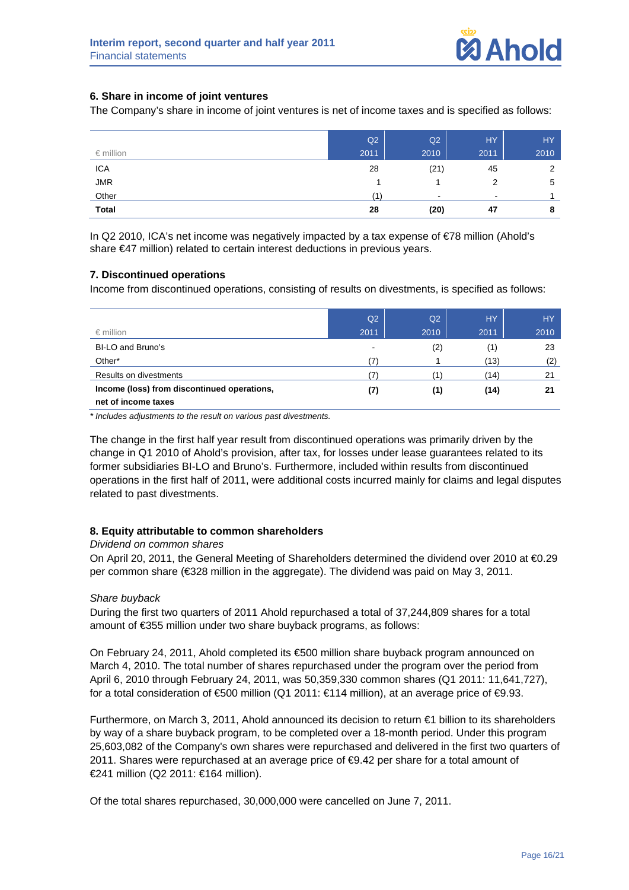## 6. Share in income of joint ventures

The Company's share in income of joint ventures is net of income taxes and is specified as follows:

| € million | Q2 2011 | Q2 2010 | HY 2011 | HY 2010 |
|---|---|---|---|---|
| ICA | 28 | (21) | 45 | 2 |
| JMR | 1 | 1 | 2 | 5 |
| Other | (1) | - | - | 1 |
| **Total** | **28** | **(20)** | **47** | **8** |

In Q2 2010, ICA's net income was negatively impacted by a tax expense of €78 million (Ahold's share €47 million) related to certain interest deductions in previous years.

## 7. Discontinued operations

Income from discontinued operations, consisting of results on divestments, is specified as follows:

| € million | Q2 2011 | Q2 2010 | HY 2011 | HY 2010 |
|---|---|---|---|---|
| BI-LO and Bruno's | - | (2) | (1) | 23 |
| Other* | (7) | 1 | (13) | (2) |
| Results on divestments | (7) | (1) | (14) | 21 |
| **Income (loss) from discontinued operations, net of income taxes** | **(7)** | **(1)** | **(14)** | **21** |

*\* Includes adjustments to the result on various past divestments.*

The change in the first half year result from discontinued operations was primarily driven by the change in Q1 2010 of Ahold's provision, after tax, for losses under lease guarantees related to its former subsidiaries BI-LO and Bruno's. Furthermore, included within results from discontinued operations in the first half of 2011, were additional costs incurred mainly for claims and legal disputes related to past divestments.

## 8. Equity attributable to common shareholders

*Dividend on common shares*

On April 20, 2011, the General Meeting of Shareholders determined the dividend over 2010 at €0.29 per common share (€328 million in the aggregate). The dividend was paid on May 3, 2011.

*Share buyback*

During the first two quarters of 2011 Ahold repurchased a total of 37,244,809 shares for a total amount of €355 million under two share buyback programs, as follows:

On February 24, 2011, Ahold completed its €500 million share buyback program announced on March 4, 2010. The total number of shares repurchased under the program over the period from April 6, 2010 through February 24, 2011, was 50,359,330 common shares (Q1 2011: 11,641,727), for a total consideration of €500 million (Q1 2011: €114 million), at an average price of €9.93.

Furthermore, on March 3, 2011, Ahold announced its decision to return €1 billion to its shareholders by way of a share buyback program, to be completed over a 18-month period. Under this program 25,603,082 of the Company's own shares were repurchased and delivered in the first two quarters of 2011. Shares were repurchased at an average price of €9.42 per share for a total amount of €241 million (Q2 2011: €164 million).

Of the total shares repurchased, 30,000,000 were cancelled on June 7, 2011.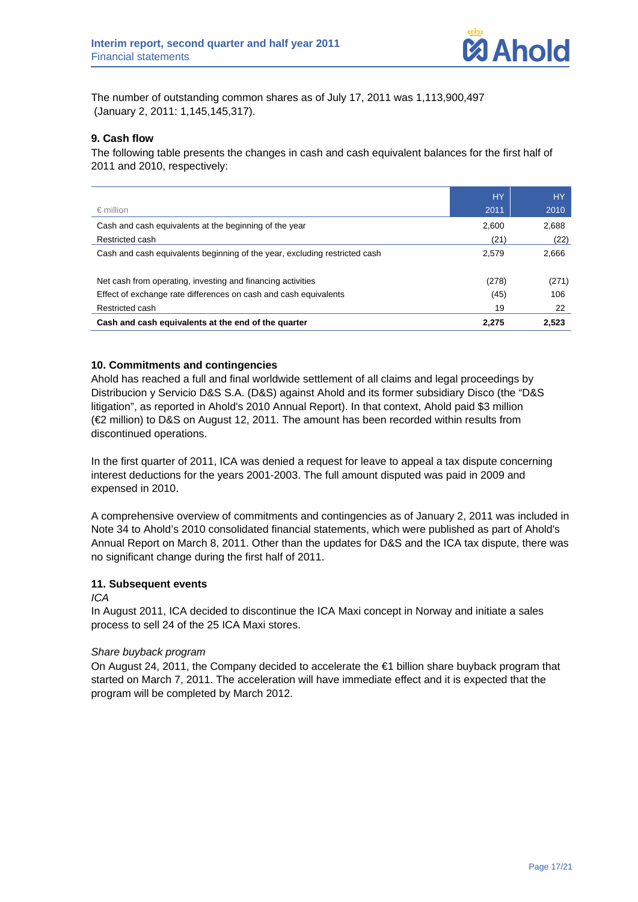The number of outstanding common shares as of July 17, 2011 was 1,113,900,497 (January 2, 2011: 1,145,145,317).

### 9. Cash flow

The following table presents the changes in cash and cash equivalent balances for the first half of 2011 and 2010, respectively:

| € million | HY 2011 | HY 2010 |
|---|---|---|
| Cash and cash equivalents at the beginning of the year | 2,600 | 2,688 |
| Restricted cash | (21) | (22) |
| Cash and cash equivalents beginning of the year, excluding restricted cash | 2,579 | 2,666 |
| | | |
| Net cash from operating, investing and financing activities | (278) | (271) |
| Effect of exchange rate differences on cash and cash equivalents | (45) | 106 |
| Restricted cash | 19 | 22 |
| **Cash and cash equivalents at the end of the quarter** | **2,275** | **2,523** |

### 10. Commitments and contingencies

Ahold has reached a full and final worldwide settlement of all claims and legal proceedings by Distribucion y Servicio D&S S.A. (D&S) against Ahold and its former subsidiary Disco (the "D&S litigation", as reported in Ahold's 2010 Annual Report). In that context, Ahold paid $3 million (€2 million) to D&S on August 12, 2011. The amount has been recorded within results from discontinued operations.

In the first quarter of 2011, ICA was denied a request for leave to appeal a tax dispute concerning interest deductions for the years 2001-2003. The full amount disputed was paid in 2009 and expensed in 2010.

A comprehensive overview of commitments and contingencies as of January 2, 2011 was included in Note 34 to Ahold's 2010 consolidated financial statements, which were published as part of Ahold's Annual Report on March 8, 2011. Other than the updates for D&S and the ICA tax dispute, there was no significant change during the first half of 2011.

### 11. Subsequent events

*ICA*

In August 2011, ICA decided to discontinue the ICA Maxi concept in Norway and initiate a sales process to sell 24 of the 25 ICA Maxi stores.

*Share buyback program*

On August 24, 2011, the Company decided to accelerate the €1 billion share buyback program that started on March 7, 2011. The acceleration will have immediate effect and it is expected that the program will be completed by March 2012.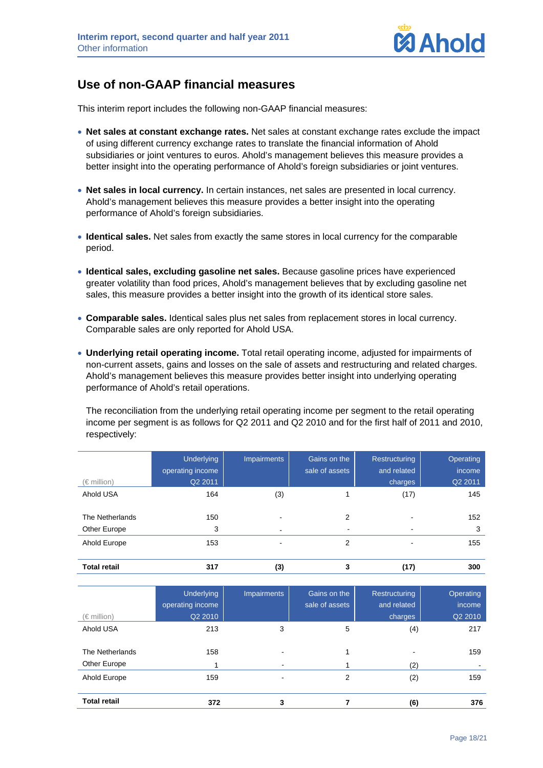## Use of non-GAAP financial measures

This interim report includes the following non-GAAP financial measures:

- **Net sales at constant exchange rates.** Net sales at constant exchange rates exclude the impact of using different currency exchange rates to translate the financial information of Ahold subsidiaries or joint ventures to euros. Ahold's management believes this measure provides a better insight into the operating performance of Ahold's foreign subsidiaries or joint ventures.

- **Net sales in local currency.** In certain instances, net sales are presented in local currency. Ahold's management believes this measure provides a better insight into the operating performance of Ahold's foreign subsidiaries.

- **Identical sales.** Net sales from exactly the same stores in local currency for the comparable period.

- **Identical sales, excluding gasoline net sales.** Because gasoline prices have experienced greater volatility than food prices, Ahold's management believes that by excluding gasoline net sales, this measure provides a better insight into the growth of its identical store sales.

- **Comparable sales.** Identical sales plus net sales from replacement stores in local currency. Comparable sales are only reported for Ahold USA.

- **Underlying retail operating income.** Total retail operating income, adjusted for impairments of non-current assets, gains and losses on the sale of assets and restructuring and related charges. Ahold's management believes this measure provides better insight into underlying operating performance of Ahold's retail operations.

  The reconciliation from the underlying retail operating income per segment to the retail operating income per segment is as follows for Q2 2011 and Q2 2010 and for the first half of 2011 and 2010, respectively:

| (€ million) | Underlying operating income Q2 2011 | Impairments | Gains on the sale of assets | Restructuring and related charges | Operating income Q2 2011 |
|---|---|---|---|---|---|
| Ahold USA | 164 | (3) | 1 | (17) | 145 |
| The Netherlands | 150 | - | 2 | - | 152 |
| Other Europe | 3 | - | - | - | 3 |
| Ahold Europe | 153 | - | 2 | - | 155 |
| **Total retail** | **317** | **(3)** | **3** | **(17)** | **300** |

| (€ million) | Underlying operating income Q2 2010 | Impairments | Gains on the sale of assets | Restructuring and related charges | Operating income Q2 2010 |
|---|---|---|---|---|---|
| Ahold USA | 213 | 3 | 5 | (4) | 217 |
| The Netherlands | 158 | - | 1 | - | 159 |
| Other Europe | 1 | - | 1 | (2) | - |
| Ahold Europe | 159 | - | 2 | (2) | 159 |
| **Total retail** | **372** | **3** | **7** | **(6)** | **376** |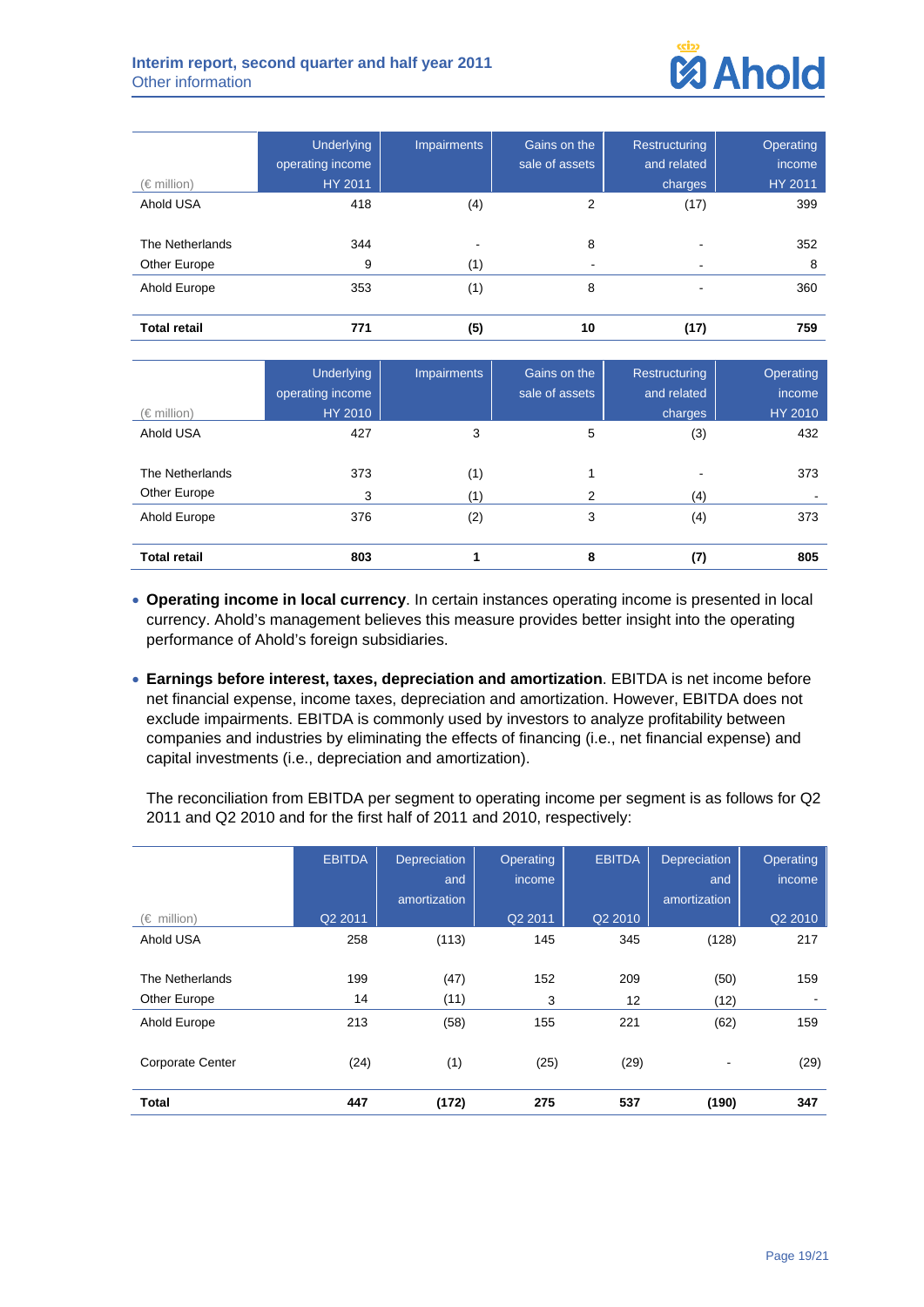| (€ million) | Underlying operating income HY 2011 | Impairments | Gains on the sale of assets | Restructuring and related charges | Operating income HY 2011 |
|---|---|---|---|---|---|
| Ahold USA | 418 | (4) | 2 | (17) | 399 |
| | | | | | |
| The Netherlands | 344 | - | 8 | - | 352 |
| Other Europe | 9 | (1) | - | - | 8 |
| Ahold Europe | 353 | (1) | 8 | - | 360 |
| | | | | | |
| **Total retail** | **771** | **(5)** | **10** | **(17)** | **759** |

| (€ million) | Underlying operating income HY 2010 | Impairments | Gains on the sale of assets | Restructuring and related charges | Operating income HY 2010 |
|---|---|---|---|---|---|
| Ahold USA | 427 | 3 | 5 | (3) | 432 |
| | | | | | |
| The Netherlands | 373 | (1) | 1 | - | 373 |
| Other Europe | 3 | (1) | 2 | (4) | - |
| Ahold Europe | 376 | (2) | 3 | (4) | 373 |
| | | | | | |
| **Total retail** | **803** | **1** | **8** | **(7)** | **805** |

- **Operating income in local currency**. In certain instances operating income is presented in local currency. Ahold's management believes this measure provides better insight into the operating performance of Ahold's foreign subsidiaries.

- **Earnings before interest, taxes, depreciation and amortization**. EBITDA is net income before net financial expense, income taxes, depreciation and amortization. However, EBITDA does not exclude impairments. EBITDA is commonly used by investors to analyze profitability between companies and industries by eliminating the effects of financing (i.e., net financial expense) and capital investments (i.e., depreciation and amortization).

  The reconciliation from EBITDA per segment to operating income per segment is as follows for Q2 2011 and Q2 2010 and for the first half of 2011 and 2010, respectively:

| (€ million) | EBITDA Q2 2011 | Depreciation and amortization | Operating income Q2 2011 | EBITDA Q2 2010 | Depreciation and amortization | Operating income Q2 2010 |
|---|---|---|---|---|---|---|
| Ahold USA | 258 | (113) | 145 | 345 | (128) | 217 |
| | | | | | | |
| The Netherlands | 199 | (47) | 152 | 209 | (50) | 159 |
| Other Europe | 14 | (11) | 3 | 12 | (12) | - |
| Ahold Europe | 213 | (58) | 155 | 221 | (62) | 159 |
| | | | | | | |
| Corporate Center | (24) | (1) | (25) | (29) | - | (29) |
| | | | | | | |
| **Total** | **447** | **(172)** | **275** | **537** | **(190)** | **347** |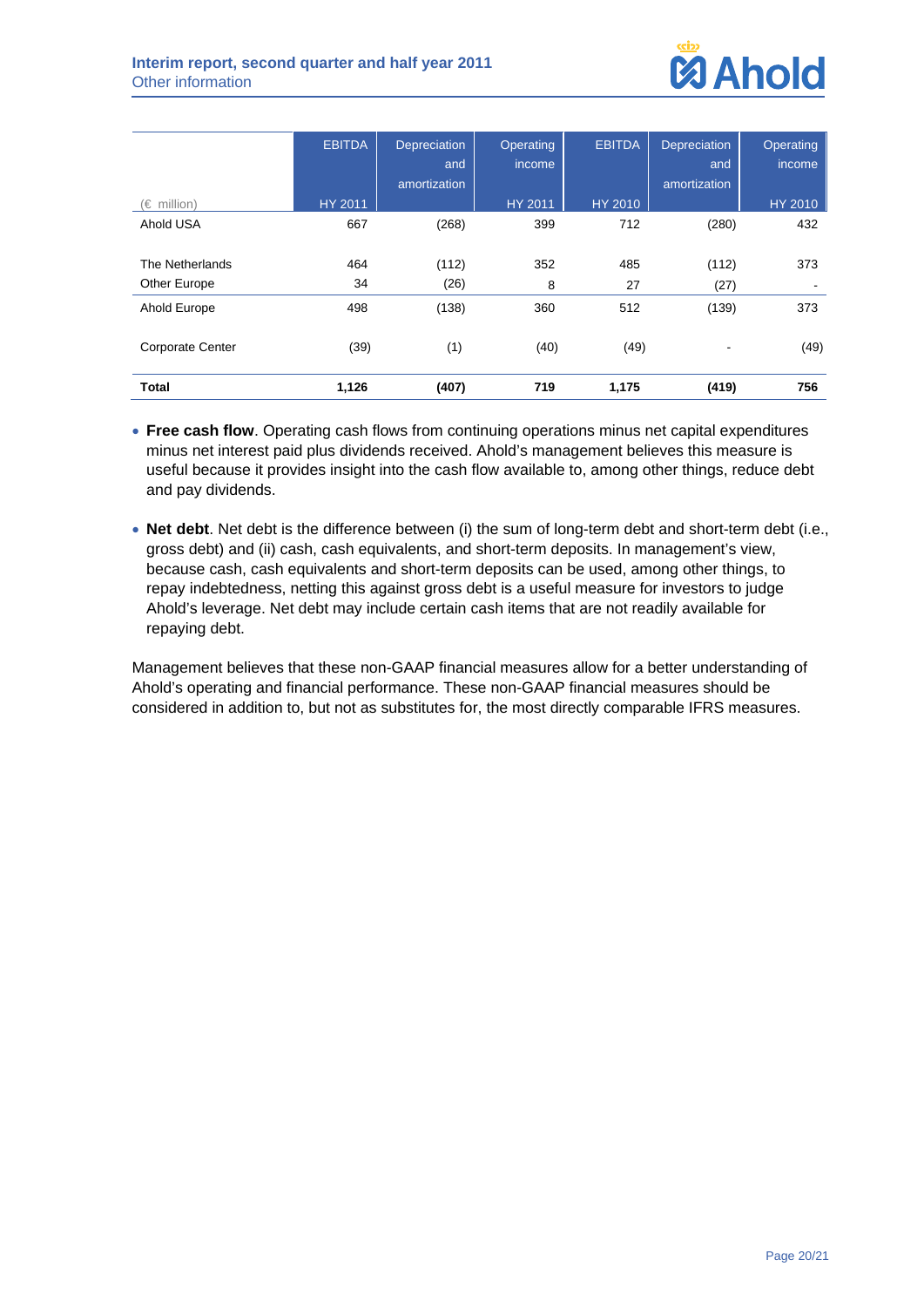| (€ million) | EBITDA HY 2011 | Depreciation and amortization | Operating income HY 2011 | EBITDA HY 2010 | Depreciation and amortization | Operating income HY 2010 |
|---|---|---|---|---|---|---|
| Ahold USA | 667 | (268) | 399 | 712 | (280) | 432 |
| The Netherlands | 464 | (112) | 352 | 485 | (112) | 373 |
| Other Europe | 34 | (26) | 8 | 27 | (27) | - |
| Ahold Europe | 498 | (138) | 360 | 512 | (139) | 373 |
| Corporate Center | (39) | (1) | (40) | (49) | - | (49) |
| **Total** | **1,126** | **(407)** | **719** | **1,175** | **(419)** | **756** |

- **Free cash flow**. Operating cash flows from continuing operations minus net capital expenditures minus net interest paid plus dividends received. Ahold's management believes this measure is useful because it provides insight into the cash flow available to, among other things, reduce debt and pay dividends.

- **Net debt**. Net debt is the difference between (i) the sum of long-term debt and short-term debt (i.e., gross debt) and (ii) cash, cash equivalents, and short-term deposits. In management's view, because cash, cash equivalents and short-term deposits can be used, among other things, to repay indebtedness, netting this against gross debt is a useful measure for investors to judge Ahold's leverage. Net debt may include certain cash items that are not readily available for repaying debt.

Management believes that these non-GAAP financial measures allow for a better understanding of Ahold's operating and financial performance. These non-GAAP financial measures should be considered in addition to, but not as substitutes for, the most directly comparable IFRS measures.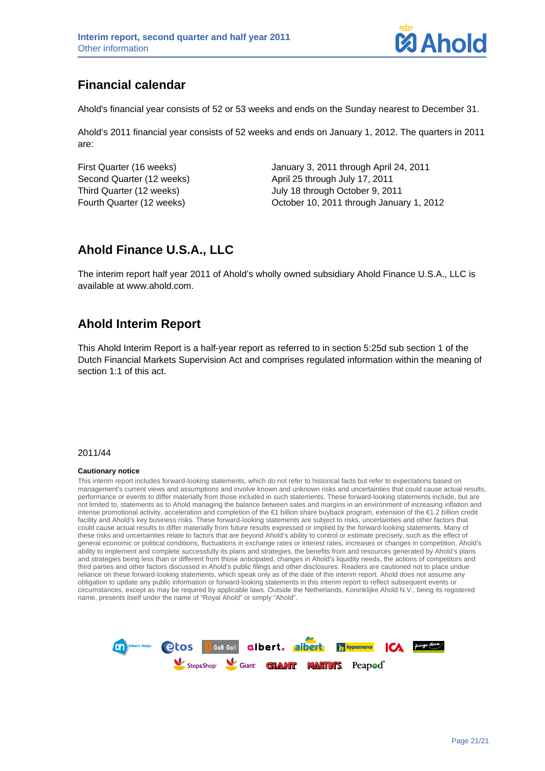## Financial calendar

Ahold's financial year consists of 52 or 53 weeks and ends on the Sunday nearest to December 31.

Ahold's 2011 financial year consists of 52 weeks and ends on January 1, 2012. The quarters in 2011 are:

| | |
|---|---|
| First Quarter (16 weeks) | January 3, 2011 through April 24, 2011 |
| Second Quarter (12 weeks) | April 25 through July 17, 2011 |
| Third Quarter (12 weeks) | July 18 through October 9, 2011 |
| Fourth Quarter (12 weeks) | October 10, 2011 through January 1, 2012 |

## Ahold Finance U.S.A., LLC

The interim report half year 2011 of Ahold's wholly owned subsidiary Ahold Finance U.S.A., LLC is available at www.ahold.com.

## Ahold Interim Report

This Ahold Interim Report is a half-year report as referred to in section 5:25d sub section 1 of the Dutch Financial Markets Supervision Act and comprises regulated information within the meaning of section 1:1 of this act.

2011/44

**Cautionary notice**

This interim report includes forward-looking statements, which do not refer to historical facts but refer to expectations based on management's current views and assumptions and involve known and unknown risks and uncertainties that could cause actual results, performance or events to differ materially from those included in such statements. These forward-looking statements include, but are not limited to, statements as to Ahold managing the balance between sales and margins in an environment of increasing inflation and intense promotional activity, acceleration and completion of the €1 billion share buyback program, extension of the €1.2 billion credit facility and Ahold's key business risks. These forward-looking statements are subject to risks, uncertainties and other factors that could cause actual results to differ materially from future results expressed or implied by the forward-looking statements. Many of these risks and uncertainties relate to factors that are beyond Ahold's ability to control or estimate precisely, such as the effect of general economic or political conditions, fluctuations in exchange rates or interest rates, increases or changes in competition, Ahold's ability to implement and complete successfully its plans and strategies, the benefits from and resources generated by Ahold's plans and strategies being less than or different from those anticipated, changes in Ahold's liquidity needs, the actions of competitors and third parties and other factors discussed in Ahold's public filings and other disclosures. Readers are cautioned not to place undue reliance on these forward-looking statements, which speak only as of the date of this interim report. Ahold does not assume any obligation to update any public information or forward-looking statements in this interim report to reflect subsequent events or circumstances, except as may be required by applicable laws. Outside the Netherlands, Koninklijke Ahold N.V., being its registered name, presents itself under the name of "Royal Ahold" or simply "Ahold".